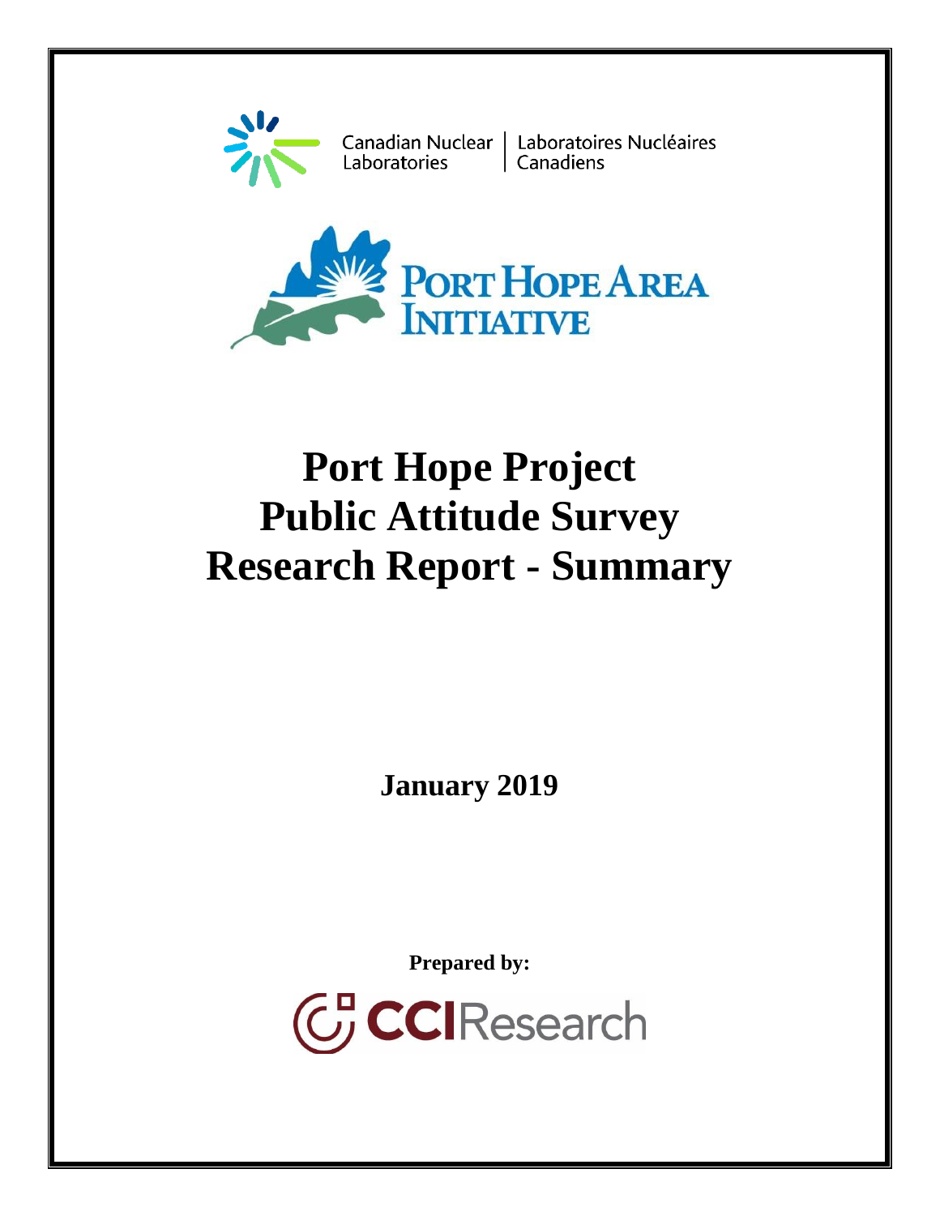Canadian Nuclear Laboratories | Laboratoires Nucléaires Canadiens

PORT HOPE AREA INITIATIVE

# Port Hope Project
# Public Attitude Survey
# Research Report - Summary

**January 2019**

**Prepared by:**

CCIResearch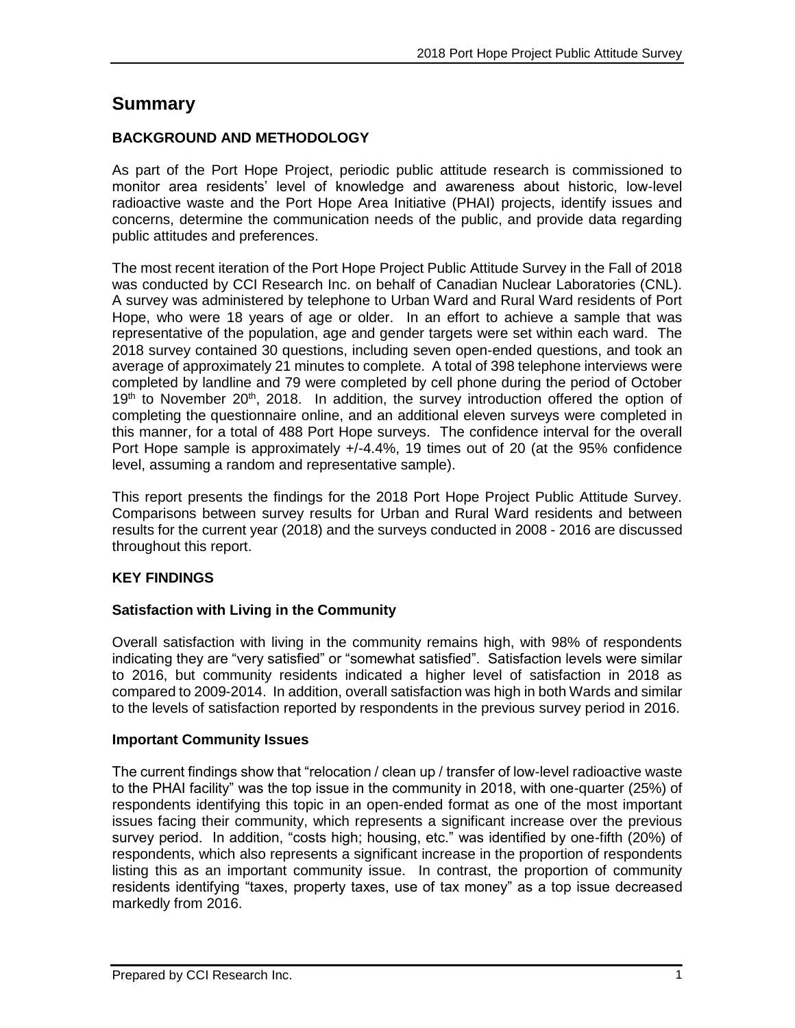# Summary

## BACKGROUND AND METHODOLOGY

As part of the Port Hope Project, periodic public attitude research is commissioned to monitor area residents' level of knowledge and awareness about historic, low-level radioactive waste and the Port Hope Area Initiative (PHAI) projects, identify issues and concerns, determine the communication needs of the public, and provide data regarding public attitudes and preferences.

The most recent iteration of the Port Hope Project Public Attitude Survey in the Fall of 2018 was conducted by CCI Research Inc. on behalf of Canadian Nuclear Laboratories (CNL). A survey was administered by telephone to Urban Ward and Rural Ward residents of Port Hope, who were 18 years of age or older. In an effort to achieve a sample that was representative of the population, age and gender targets were set within each ward. The 2018 survey contained 30 questions, including seven open-ended questions, and took an average of approximately 21 minutes to complete. A total of 398 telephone interviews were completed by landline and 79 were completed by cell phone during the period of October 19th to November 20th, 2018. In addition, the survey introduction offered the option of completing the questionnaire online, and an additional eleven surveys were completed in this manner, for a total of 488 Port Hope surveys. The confidence interval for the overall Port Hope sample is approximately +/-4.4%, 19 times out of 20 (at the 95% confidence level, assuming a random and representative sample).

This report presents the findings for the 2018 Port Hope Project Public Attitude Survey. Comparisons between survey results for Urban and Rural Ward residents and between results for the current year (2018) and the surveys conducted in 2008 - 2016 are discussed throughout this report.

## KEY FINDINGS

### Satisfaction with Living in the Community

Overall satisfaction with living in the community remains high, with 98% of respondents indicating they are "very satisfied" or "somewhat satisfied". Satisfaction levels were similar to 2016, but community residents indicated a higher level of satisfaction in 2018 as compared to 2009-2014. In addition, overall satisfaction was high in both Wards and similar to the levels of satisfaction reported by respondents in the previous survey period in 2016.

### Important Community Issues

The current findings show that "relocation / clean up / transfer of low-level radioactive waste to the PHAI facility" was the top issue in the community in 2018, with one-quarter (25%) of respondents identifying this topic in an open-ended format as one of the most important issues facing their community, which represents a significant increase over the previous survey period. In addition, "costs high; housing, etc." was identified by one-fifth (20%) of respondents, which also represents a significant increase in the proportion of respondents listing this as an important community issue. In contrast, the proportion of community residents identifying "taxes, property taxes, use of tax money" as a top issue decreased markedly from 2016.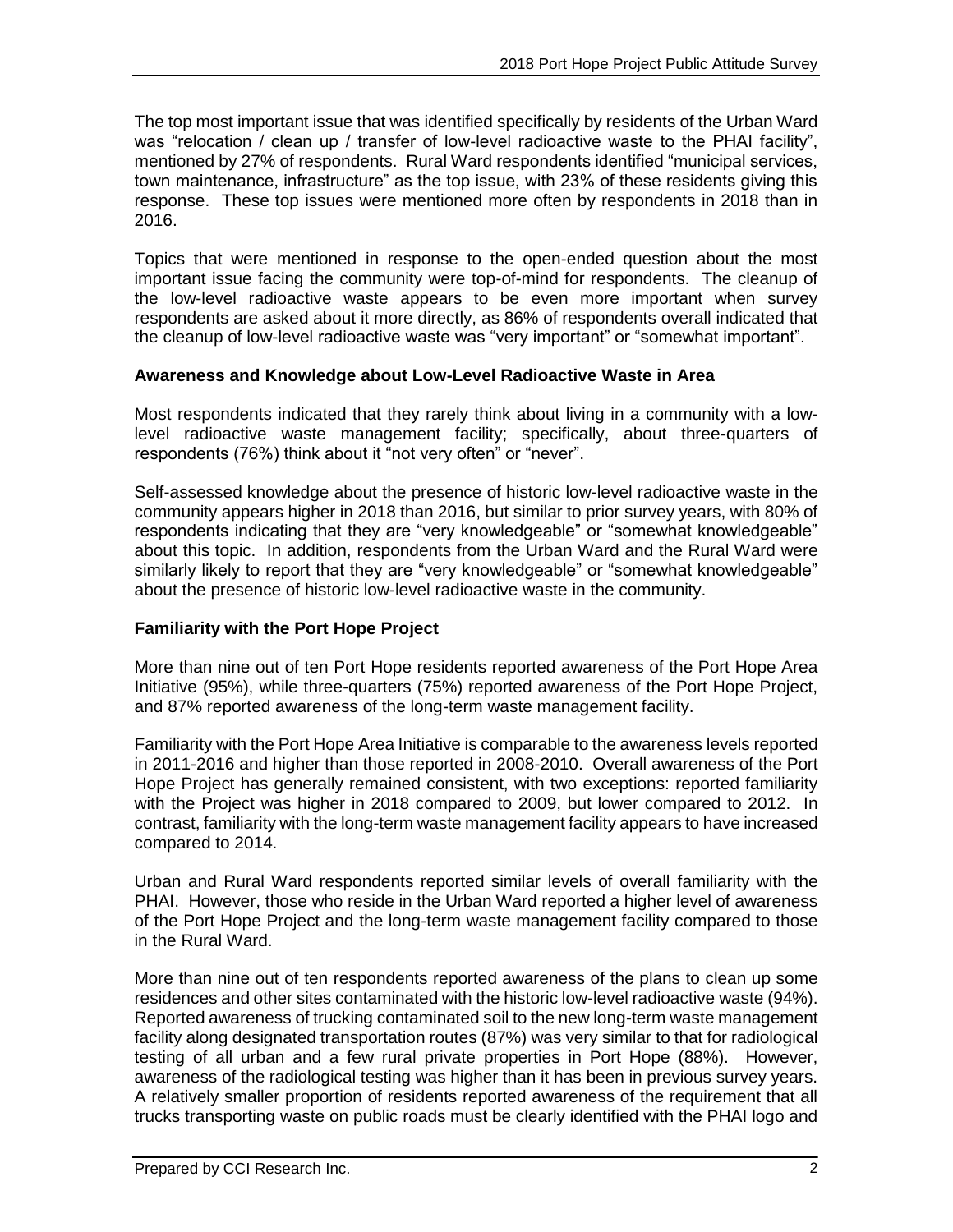The top most important issue that was identified specifically by residents of the Urban Ward was "relocation / clean up / transfer of low-level radioactive waste to the PHAI facility", mentioned by 27% of respondents. Rural Ward respondents identified "municipal services, town maintenance, infrastructure" as the top issue, with 23% of these residents giving this response. These top issues were mentioned more often by respondents in 2018 than in 2016.

Topics that were mentioned in response to the open-ended question about the most important issue facing the community were top-of-mind for respondents. The cleanup of the low-level radioactive waste appears to be even more important when survey respondents are asked about it more directly, as 86% of respondents overall indicated that the cleanup of low-level radioactive waste was "very important" or "somewhat important".

### Awareness and Knowledge about Low-Level Radioactive Waste in Area

Most respondents indicated that they rarely think about living in a community with a low-level radioactive waste management facility; specifically, about three-quarters of respondents (76%) think about it "not very often" or "never".

Self-assessed knowledge about the presence of historic low-level radioactive waste in the community appears higher in 2018 than 2016, but similar to prior survey years, with 80% of respondents indicating that they are "very knowledgeable" or "somewhat knowledgeable" about this topic. In addition, respondents from the Urban Ward and the Rural Ward were similarly likely to report that they are "very knowledgeable" or "somewhat knowledgeable" about the presence of historic low-level radioactive waste in the community.

### Familiarity with the Port Hope Project

More than nine out of ten Port Hope residents reported awareness of the Port Hope Area Initiative (95%), while three-quarters (75%) reported awareness of the Port Hope Project, and 87% reported awareness of the long-term waste management facility.

Familiarity with the Port Hope Area Initiative is comparable to the awareness levels reported in 2011-2016 and higher than those reported in 2008-2010. Overall awareness of the Port Hope Project has generally remained consistent, with two exceptions: reported familiarity with the Project was higher in 2018 compared to 2009, but lower compared to 2012. In contrast, familiarity with the long-term waste management facility appears to have increased compared to 2014.

Urban and Rural Ward respondents reported similar levels of overall familiarity with the PHAI. However, those who reside in the Urban Ward reported a higher level of awareness of the Port Hope Project and the long-term waste management facility compared to those in the Rural Ward.

More than nine out of ten respondents reported awareness of the plans to clean up some residences and other sites contaminated with the historic low-level radioactive waste (94%). Reported awareness of trucking contaminated soil to the new long-term waste management facility along designated transportation routes (87%) was very similar to that for radiological testing of all urban and a few rural private properties in Port Hope (88%). However, awareness of the radiological testing was higher than it has been in previous survey years. A relatively smaller proportion of residents reported awareness of the requirement that all trucks transporting waste on public roads must be clearly identified with the PHAI logo and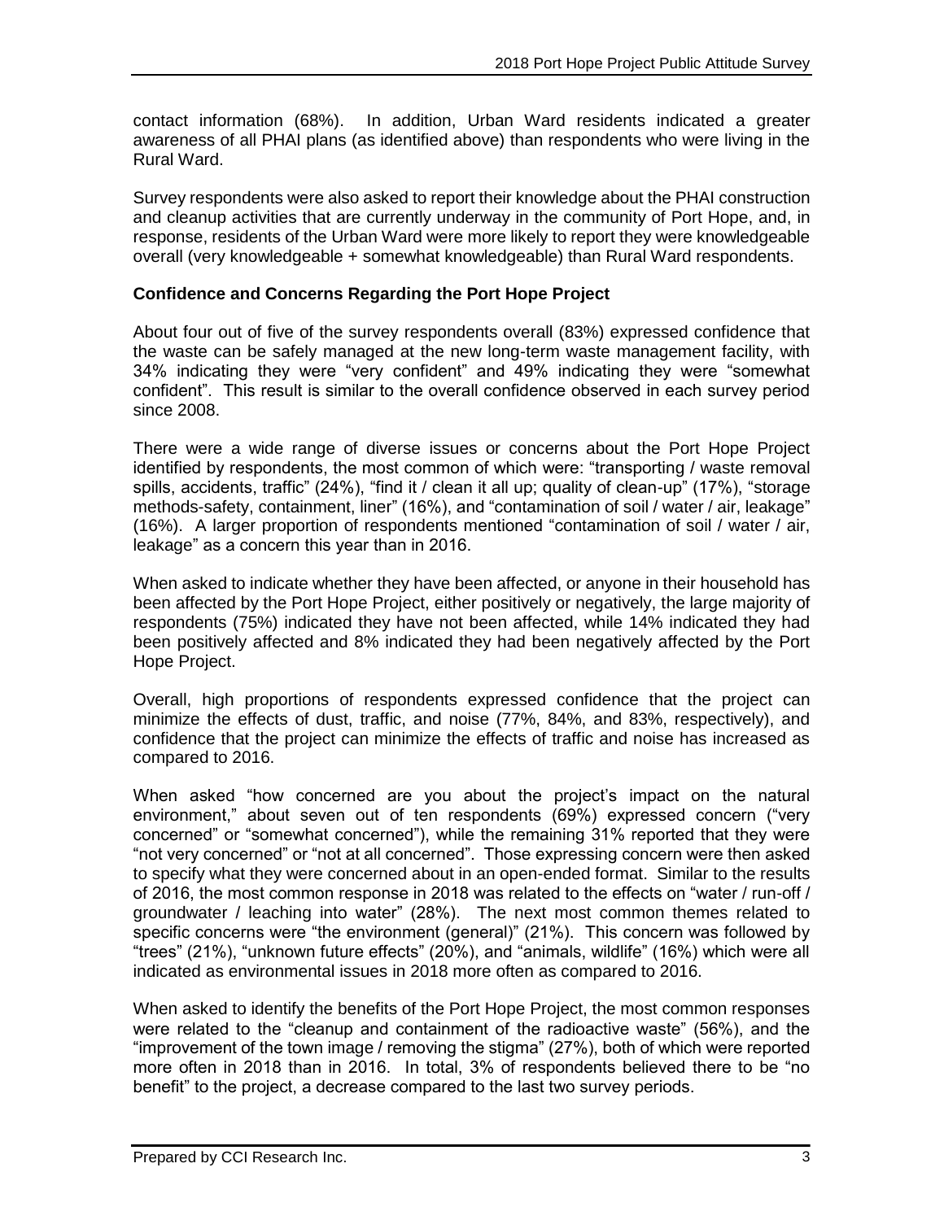contact information (68%). In addition, Urban Ward residents indicated a greater awareness of all PHAI plans (as identified above) than respondents who were living in the Rural Ward.

Survey respondents were also asked to report their knowledge about the PHAI construction and cleanup activities that are currently underway in the community of Port Hope, and, in response, residents of the Urban Ward were more likely to report they were knowledgeable overall (very knowledgeable + somewhat knowledgeable) than Rural Ward respondents.

**Confidence and Concerns Regarding the Port Hope Project**

About four out of five of the survey respondents overall (83%) expressed confidence that the waste can be safely managed at the new long-term waste management facility, with 34% indicating they were "very confident" and 49% indicating they were "somewhat confident". This result is similar to the overall confidence observed in each survey period since 2008.

There were a wide range of diverse issues or concerns about the Port Hope Project identified by respondents, the most common of which were: "transporting / waste removal spills, accidents, traffic" (24%), "find it / clean it all up; quality of clean-up" (17%), "storage methods-safety, containment, liner" (16%), and "contamination of soil / water / air, leakage" (16%). A larger proportion of respondents mentioned "contamination of soil / water / air, leakage" as a concern this year than in 2016.

When asked to indicate whether they have been affected, or anyone in their household has been affected by the Port Hope Project, either positively or negatively, the large majority of respondents (75%) indicated they have not been affected, while 14% indicated they had been positively affected and 8% indicated they had been negatively affected by the Port Hope Project.

Overall, high proportions of respondents expressed confidence that the project can minimize the effects of dust, traffic, and noise (77%, 84%, and 83%, respectively), and confidence that the project can minimize the effects of traffic and noise has increased as compared to 2016.

When asked "how concerned are you about the project's impact on the natural environment," about seven out of ten respondents (69%) expressed concern ("very concerned" or "somewhat concerned"), while the remaining 31% reported that they were "not very concerned" or "not at all concerned". Those expressing concern were then asked to specify what they were concerned about in an open-ended format. Similar to the results of 2016, the most common response in 2018 was related to the effects on "water / run-off / groundwater / leaching into water" (28%). The next most common themes related to specific concerns were "the environment (general)" (21%). This concern was followed by "trees" (21%), "unknown future effects" (20%), and "animals, wildlife" (16%) which were all indicated as environmental issues in 2018 more often as compared to 2016.

When asked to identify the benefits of the Port Hope Project, the most common responses were related to the "cleanup and containment of the radioactive waste" (56%), and the "improvement of the town image / removing the stigma" (27%), both of which were reported more often in 2018 than in 2016. In total, 3% of respondents believed there to be "no benefit" to the project, a decrease compared to the last two survey periods.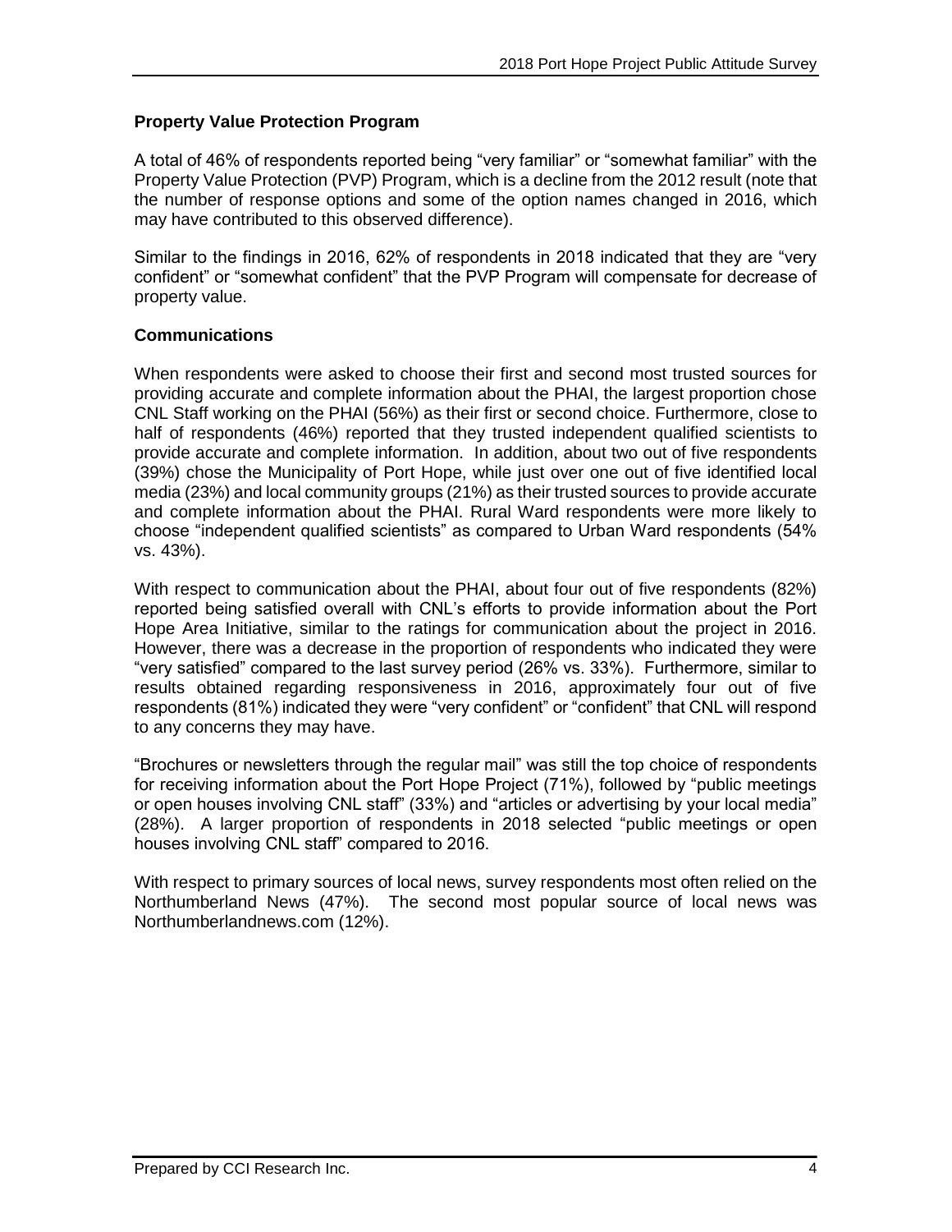### Property Value Protection Program

A total of 46% of respondents reported being "very familiar" or "somewhat familiar" with the Property Value Protection (PVP) Program, which is a decline from the 2012 result (note that the number of response options and some of the option names changed in 2016, which may have contributed to this observed difference).

Similar to the findings in 2016, 62% of respondents in 2018 indicated that they are "very confident" or "somewhat confident" that the PVP Program will compensate for decrease of property value.

### Communications

When respondents were asked to choose their first and second most trusted sources for providing accurate and complete information about the PHAI, the largest proportion chose CNL Staff working on the PHAI (56%) as their first or second choice. Furthermore, close to half of respondents (46%) reported that they trusted independent qualified scientists to provide accurate and complete information. In addition, about two out of five respondents (39%) chose the Municipality of Port Hope, while just over one out of five identified local media (23%) and local community groups (21%) as their trusted sources to provide accurate and complete information about the PHAI. Rural Ward respondents were more likely to choose "independent qualified scientists" as compared to Urban Ward respondents (54% vs. 43%).

With respect to communication about the PHAI, about four out of five respondents (82%) reported being satisfied overall with CNL's efforts to provide information about the Port Hope Area Initiative, similar to the ratings for communication about the project in 2016. However, there was a decrease in the proportion of respondents who indicated they were "very satisfied" compared to the last survey period (26% vs. 33%). Furthermore, similar to results obtained regarding responsiveness in 2016, approximately four out of five respondents (81%) indicated they were "very confident" or "confident" that CNL will respond to any concerns they may have.

"Brochures or newsletters through the regular mail" was still the top choice of respondents for receiving information about the Port Hope Project (71%), followed by "public meetings or open houses involving CNL staff" (33%) and "articles or advertising by your local media" (28%). A larger proportion of respondents in 2018 selected "public meetings or open houses involving CNL staff" compared to 2016.

With respect to primary sources of local news, survey respondents most often relied on the Northumberland News (47%). The second most popular source of local news was Northumberlandnews.com (12%).